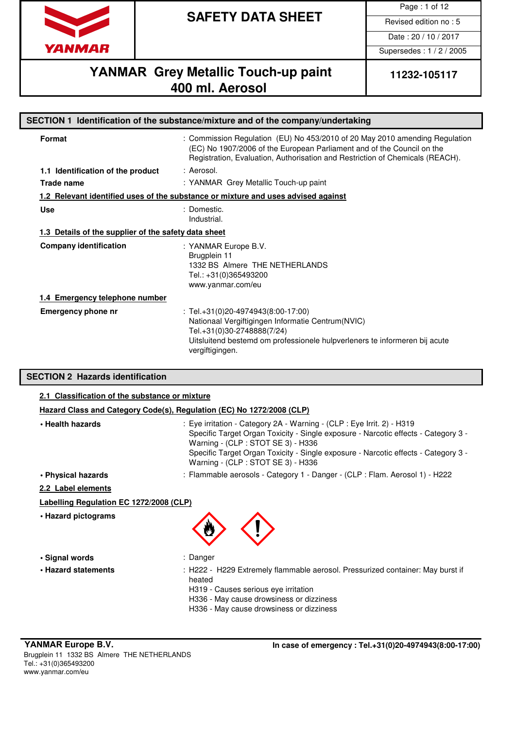# SAFETY DATA SHEET

| Page : 1 of 12 |
| --- |
| Revised edition no : 5 |
| Date : 20 / 10 / 2017 |
| Supersedes : 1 / 2 / 2005 |

## YANMAR Grey Metallic Touch-up paint 400 ml. Aerosol

**11232-105117**

## SECTION 1 Identification of the substance/mixture and of the company/undertaking

**Format** : Commission Regulation (EU) No 453/2010 of 20 May 2010 amending Regulation (EC) No 1907/2006 of the European Parliament and of the Council on the Registration, Evaluation, Authorisation and Restriction of Chemicals (REACH).

**1.1 Identification of the product** : Aerosol.

**Trade name** : YANMAR Grey Metallic Touch-up paint

### 1.2 Relevant identified uses of the substance or mixture and uses advised against

**Use** : Domestic.
Industrial.

### 1.3 Details of the supplier of the safety data sheet

**Company identification** : YANMAR Europe B.V.
Brugplein 11
1332 BS Almere THE NETHERLANDS
Tel.: +31(0)365493200
www.yanmar.com/eu

### 1.4 Emergency telephone number

**Emergency phone nr** : Tel.+31(0)20-4974943(8:00-17:00)
Nationaal Vergiftigingen Informatie Centrum(NVIC)
Tel.+31(0)30-2748888(7/24)
Uitsluitend bestemd om professionele hulpverleners te informeren bij acute vergiftigingen.

## SECTION 2 Hazards identification

### 2.1 Classification of the substance or mixture

**Hazard Class and Category Code(s), Regulation (EC) No 1272/2008 (CLP)**

**• Health hazards** : Eye irritation - Category 2A - Warning - (CLP : Eye Irrit. 2) - H319
Specific Target Organ Toxicity - Single exposure - Narcotic effects - Category 3 - Warning - (CLP : STOT SE 3) - H336
Specific Target Organ Toxicity - Single exposure - Narcotic effects - Category 3 - Warning - (CLP : STOT SE 3) - H336

**• Physical hazards** : Flammable aerosols - Category 1 - Danger - (CLP : Flam. Aerosol 1) - H222

### 2.2 Label elements

**Labelling Regulation EC 1272/2008 (CLP)**

**• Hazard pictograms**

**• Signal words** : Danger

**• Hazard statements** : H222 - H229 Extremely flammable aerosol. Pressurized container: May burst if heated
H319 - Causes serious eye irritation
H336 - May cause drowsiness or dizziness
H336 - May cause drowsiness or dizziness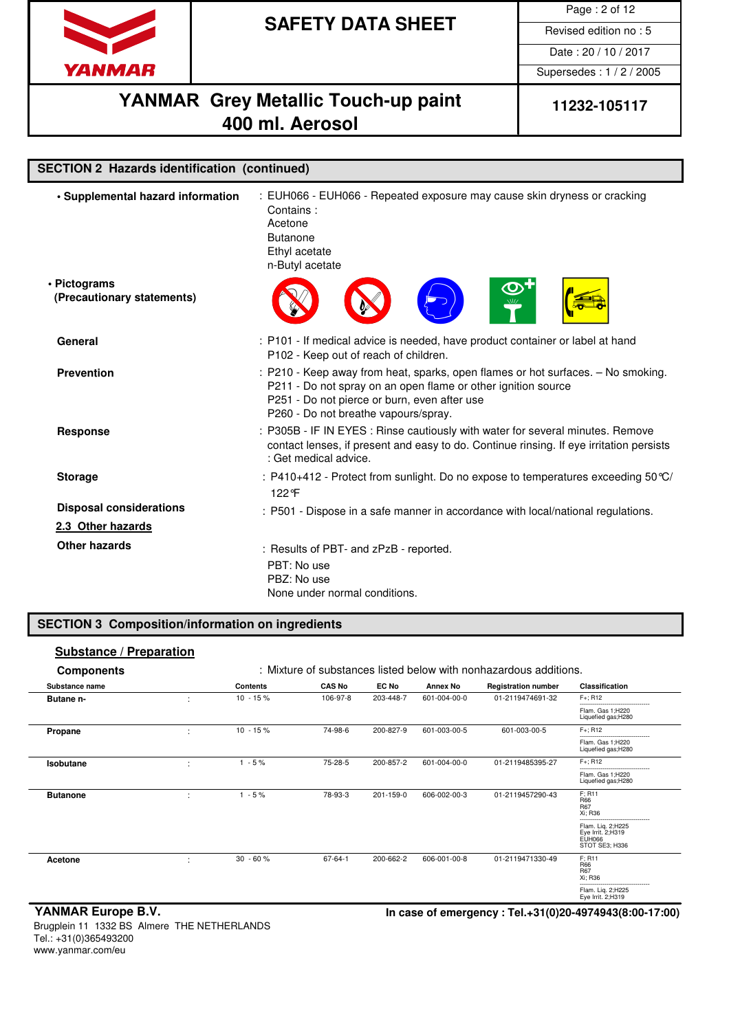## SECTION 2 Hazards identification (continued)

**• Supplemental hazard information** : EUH066 - EUH066 - Repeated exposure may cause skin dryness or cracking
Contains :
Acetone
Butanone
Ethyl acetate
n-Butyl acetate

**• Pictograms (Precautionary statements)**

**General** : P101 - If medical advice is needed, have product container or label at hand
P102 - Keep out of reach of children.

**Prevention** : P210 - Keep away from heat, sparks, open flames or hot surfaces. – No smoking.
P211 - Do not spray on an open flame or other ignition source
P251 - Do not pierce or burn, even after use
P260 - Do not breathe vapours/spray.

**Response** : P305B - IF IN EYES : Rinse cautiously with water for several minutes. Remove contact lenses, if present and easy to do. Continue rinsing. If eye irritation persists : Get medical advice.

**Storage** : P410+412 - Protect from sunlight. Do no expose to temperatures exceeding 50℃/ 122℉

**Disposal considerations** : P501 - Dispose in a safe manner in accordance with local/national regulations.

### 2.3 Other hazards

**Other hazards** : Results of PBT- and zPzB - reported.
PBT: No use
PBZ: No use
None under normal conditions.

## SECTION 3 Composition/information on ingredients

### Substance / Preparation

**Components** : Mixture of substances listed below with nonhazardous additions.

| Substance name | | Contents | CAS No | EC No | Annex No | Registration number | Classification |
|---|---|---|---|---|---|---|---|
| **Butane n-** | : | 10 - 15 % | 106-97-8 | 203-448-7 | 601-004-00-0 | 01-2119474691-32 | F+; R12 / Flam. Gas 1;H220 Liquefied gas;H280 |
| **Propane** | : | 10 - 15 % | 74-98-6 | 200-827-9 | 601-003-00-5 | 601-003-00-5 | F+; R12 / Flam. Gas 1;H220 Liquefied gas;H280 |
| **Isobutane** | : | 1 - 5 % | 75-28-5 | 200-857-2 | 601-004-00-0 | 01-2119485395-27 | F+; R12 / Flam. Gas 1;H220 Liquefied gas;H280 |
| **Butanone** | : | 1 - 5 % | 78-93-3 | 201-159-0 | 606-002-00-3 | 01-2119457290-43 | F; R11 R66 R67 Xi; R36 / Flam. Liq. 2;H225 Eye Irrit. 2;H319 EUH066 STOT SE3; H336 |
| **Acetone** | : | 30 - 60 % | 67-64-1 | 200-662-2 | 606-001-00-8 | 01-2119471330-49 | F; R11 R66 R67 Xi; R36 / Flam. Liq. 2;H225 Eye Irrit. 2;H319 |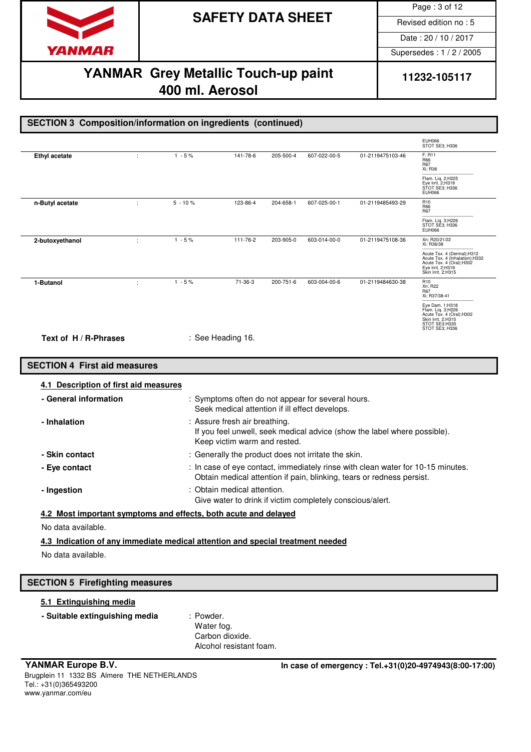## SECTION 3 Composition/information on ingredients (continued)

| | | | | | | | |
|---|---|---|---|---|---|---|---|
| | | | | | | | EUH066<br>STOT SE3; H336 |
| **Ethyl acetate** | : | 1 - 5 % | 141-78-6 | 205-500-4 | 607-022-00-5 | 01-2119475103-46 | F; R11<br>R66<br>R67<br>Xi; R36<br>-----------------------<br>Flam. Liq. 2;H225<br>Eye Irrit. 2;H319<br>STOT SE3; H336<br>EUH066 |
| **n-Butyl acetate** | : | 5 - 10 % | 123-86-4 | 204-658-1 | 607-025-00-1 | 01-2119485493-29 | R10<br>R66<br>R67<br>-----------------------<br>Flam. Liq. 3;H226<br>STOT SE3; H336<br>EUH066 |
| **2-butoxyethanol** | : | 1 - 5 % | 111-76-2 | 203-905-0 | 603-014-00-0 | 01-2119475108-36 | Xn; R20/21/22<br>Xi; R36/38<br>-----------------------<br>Acute Tox. 4 (Dermal);H312<br>Acute Tox. 4 (Inhalation);H332<br>Acute Tox. 4 (Oral);H302<br>Eye Irrit. 2;H319<br>Skin Irrit. 2;H315 |
| **1-Butanol** | : | 1 - 5 % | 71-36-3 | 200-751-6 | 603-004-00-6 | 01-2119484630-38 | R10<br>Xn; R22<br>R67<br>Xi; R37/38-41<br>-----------------------<br>Eye Dam. 1;H318<br>Flam. Liq. 3;H226<br>Acute Tox. 4 (Oral);H302<br>Skin Irrit. 2;H315<br>STOT SE3;H335<br>STOT SE3; H336 |

**Text of H / R-Phrases** : See Heading 16.

## SECTION 4 First aid measures

### 4.1 Description of first aid measures

- **General information** : Symptoms often do not appear for several hours. Seek medical attention if ill effect develops.
- **Inhalation** : Assure fresh air breathing. If you feel unwell, seek medical advice (show the label where possible). Keep victim warm and rested.
- **Skin contact** : Generally the product does not irritate the skin.
- **Eye contact** : In case of eye contact, immediately rinse with clean water for 10-15 minutes. Obtain medical attention if pain, blinking, tears or redness persist.
- **Ingestion** : Obtain medical attention. Give water to drink if victim completely conscious/alert.

### 4.2 Most important symptoms and effects, both acute and delayed

No data available.

### 4.3 Indication of any immediate medical attention and special treatment needed

No data available.

## SECTION 5 Firefighting measures

### 5.1 Extinguishing media

- **Suitable extinguishing media** : Powder.
  Water fog.
  Carbon dioxide.
  Alcohol resistant foam.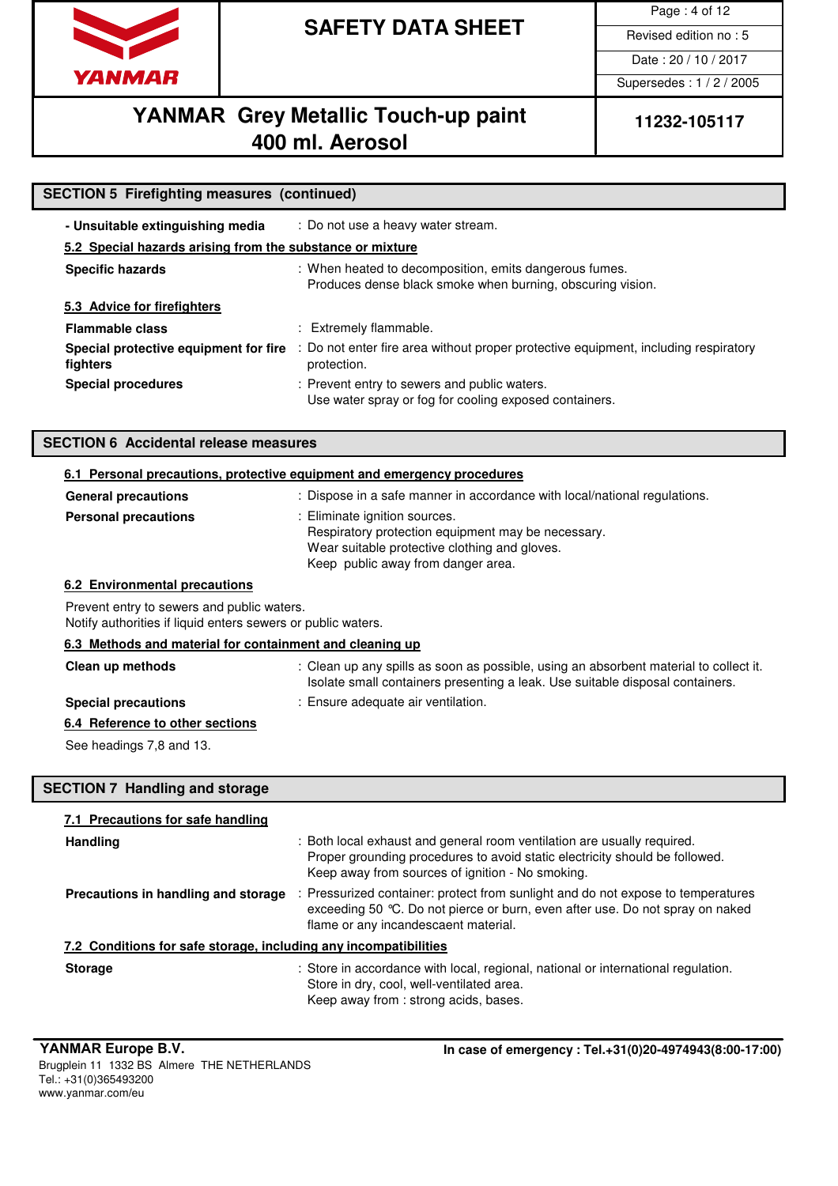## SECTION 5 Firefighting measures (continued)

**- Unsuitable extinguishing media** : Do not use a heavy water stream.

### 5.2 Special hazards arising from the substance or mixture

**Specific hazards** : When heated to decomposition, emits dangerous fumes. Produces dense black smoke when burning, obscuring vision.

### 5.3 Advice for firefighters

**Flammable class** : Extremely flammable.

**Special protective equipment for fire fighters** : Do not enter fire area without proper protective equipment, including respiratory protection.

**Special procedures** : Prevent entry to sewers and public waters. Use water spray or fog for cooling exposed containers.

## SECTION 6 Accidental release measures

### 6.1 Personal precautions, protective equipment and emergency procedures

**General precautions** : Dispose in a safe manner in accordance with local/national regulations.

**Personal precautions** : Eliminate ignition sources.
Respiratory protection equipment may be necessary.
Wear suitable protective clothing and gloves.
Keep public away from danger area.

### 6.2 Environmental precautions

Prevent entry to sewers and public waters.
Notify authorities if liquid enters sewers or public waters.

### 6.3 Methods and material for containment and cleaning up

**Clean up methods** : Clean up any spills as soon as possible, using an absorbent material to collect it. Isolate small containers presenting a leak. Use suitable disposal containers.

**Special precautions** : Ensure adequate air ventilation.

### 6.4 Reference to other sections

See headings 7,8 and 13.

## SECTION 7 Handling and storage

### 7.1 Precautions for safe handling

**Handling** : Both local exhaust and general room ventilation are usually required.
Proper grounding procedures to avoid static electricity should be followed.
Keep away from sources of ignition - No smoking.

**Precautions in handling and storage** : Pressurized container: protect from sunlight and do not expose to temperatures exceeding 50 °C. Do not pierce or burn, even after use. Do not spray on naked flame or any incandescaent material.

### 7.2 Conditions for safe storage, including any incompatibilities

**Storage** : Store in accordance with local, regional, national or international regulation.
Store in dry, cool, well-ventilated area.
Keep away from : strong acids, bases.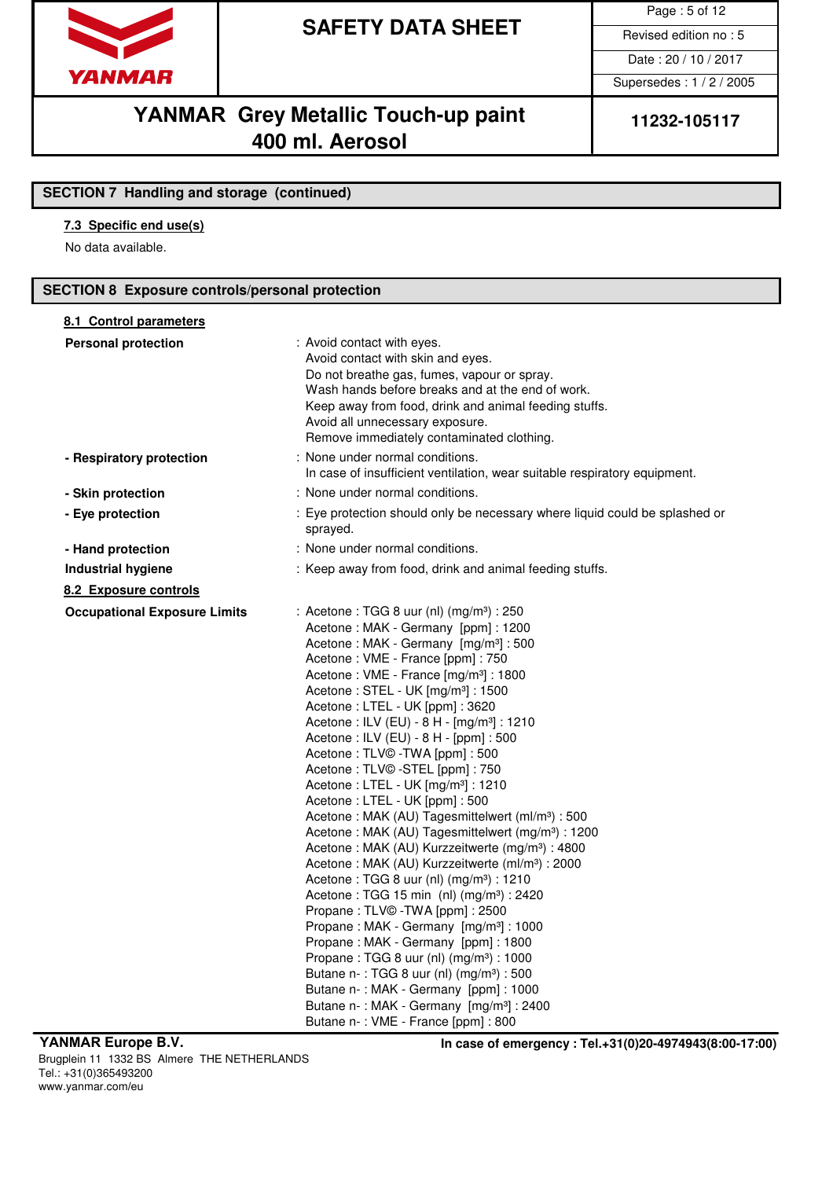## SECTION 7 Handling and storage (continued)

### 7.3 Specific end use(s)

No data available.

## SECTION 8 Exposure controls/personal protection

### 8.1 Control parameters

**Personal protection** : Avoid contact with eyes.
Avoid contact with skin and eyes.
Do not breathe gas, fumes, vapour or spray.
Wash hands before breaks and at the end of work.
Keep away from food, drink and animal feeding stuffs.
Avoid all unnecessary exposure.
Remove immediately contaminated clothing.

**- Respiratory protection** : None under normal conditions.
In case of insufficient ventilation, wear suitable respiratory equipment.

**- Skin protection** : None under normal conditions.

**- Eye protection** : Eye protection should only be necessary where liquid could be splashed or sprayed.

**- Hand protection** : None under normal conditions.

**Industrial hygiene** : Keep away from food, drink and animal feeding stuffs.

### 8.2 Exposure controls

**Occupational Exposure Limits** : Acetone : TGG 8 uur (nl) (mg/m³) : 250
Acetone : MAK - Germany [ppm] : 1200
Acetone : MAK - Germany [mg/m³] : 500
Acetone : VME - France [ppm] : 750
Acetone : VME - France [mg/m³] : 1800
Acetone : STEL - UK [mg/m³] : 1500
Acetone : LTEL - UK [ppm] : 3620
Acetone : ILV (EU) - 8 H - [mg/m³] : 1210
Acetone : ILV (EU) - 8 H - [ppm] : 500
Acetone : TLV© -TWA [ppm] : 500
Acetone : TLV© -STEL [ppm] : 750
Acetone : LTEL - UK [mg/m³] : 1210
Acetone : LTEL - UK [ppm] : 500
Acetone : MAK (AU) Tagesmittelwert (ml/m³) : 500
Acetone : MAK (AU) Tagesmittelwert (mg/m³) : 1200
Acetone : MAK (AU) Kurzzeitwerte (mg/m³) : 4800
Acetone : MAK (AU) Kurzzeitwerte (ml/m³) : 2000
Acetone : TGG 8 uur (nl) (mg/m³) : 1210
Acetone : TGG 15 min (nl) (mg/m³) : 2420
Propane : TLV© -TWA [ppm] : 2500
Propane : MAK - Germany [mg/m³] : 1000
Propane : MAK - Germany [ppm] : 1800
Propane : TGG 8 uur (nl) (mg/m³) : 1000
Butane n- : TGG 8 uur (nl) (mg/m³) : 500
Butane n- : MAK - Germany [ppm] : 1000
Butane n- : MAK - Germany [mg/m³] : 2400
Butane n- : VME - France [ppm] : 800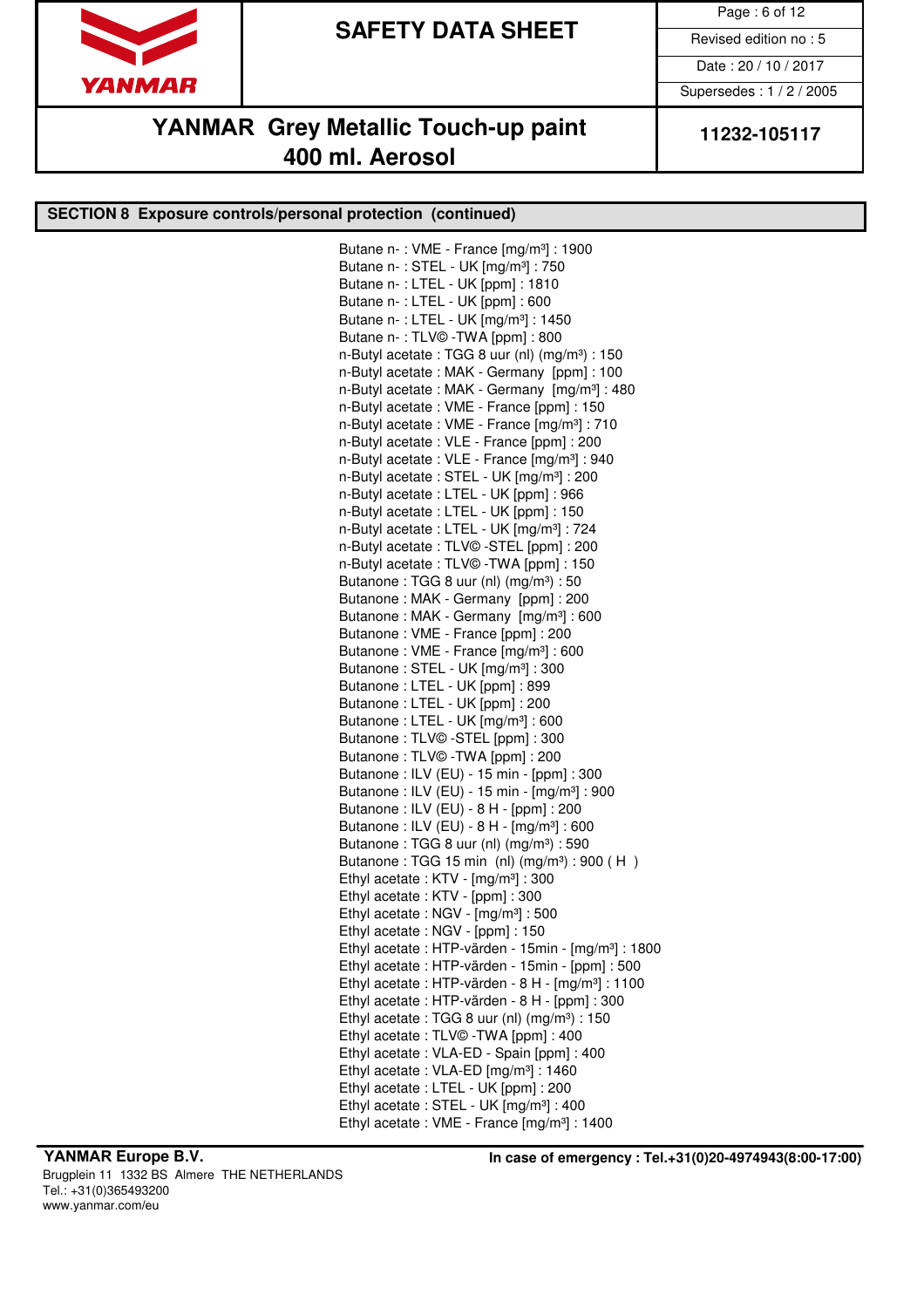## SECTION 8 Exposure controls/personal protection (continued)

Butane n- : VME - France [mg/m³] : 1900
Butane n- : STEL - UK [mg/m³] : 750
Butane n- : LTEL - UK [ppm] : 1810
Butane n- : LTEL - UK [ppm] : 600
Butane n- : LTEL - UK [mg/m³] : 1450
Butane n- : TLV© -TWA [ppm] : 800
n-Butyl acetate : TGG 8 uur (nl) (mg/m³) : 150
n-Butyl acetate : MAK - Germany [ppm] : 100
n-Butyl acetate : MAK - Germany [mg/m³] : 480
n-Butyl acetate : VME - France [ppm] : 150
n-Butyl acetate : VME - France [mg/m³] : 710
n-Butyl acetate : VLE - France [ppm] : 200
n-Butyl acetate : VLE - France [mg/m³] : 940
n-Butyl acetate : STEL - UK [mg/m³] : 200
n-Butyl acetate : LTEL - UK [ppm] : 966
n-Butyl acetate : LTEL - UK [ppm] : 150
n-Butyl acetate : LTEL - UK [mg/m³] : 724
n-Butyl acetate : TLV© -STEL [ppm] : 200
n-Butyl acetate : TLV© -TWA [ppm] : 150
Butanone : TGG 8 uur (nl) (mg/m³) : 50
Butanone : MAK - Germany [ppm] : 200
Butanone : MAK - Germany [mg/m³] : 600
Butanone : VME - France [ppm] : 200
Butanone : VME - France [mg/m³] : 600
Butanone : STEL - UK [mg/m³] : 300
Butanone : LTEL - UK [ppm] : 899
Butanone : LTEL - UK [ppm] : 200
Butanone : LTEL - UK [mg/m³] : 600
Butanone : TLV© -STEL [ppm] : 300
Butanone : TLV© -TWA [ppm] : 200
Butanone : ILV (EU) - 15 min - [ppm] : 300
Butanone : ILV (EU) - 15 min - [mg/m³] : 900
Butanone : ILV (EU) - 8 H - [ppm] : 200
Butanone : ILV (EU) - 8 H - [mg/m³] : 600
Butanone : TGG 8 uur (nl) (mg/m³) : 590
Butanone : TGG 15 min (nl) (mg/m³) : 900 ( H )
Ethyl acetate : KTV - [mg/m³] : 300
Ethyl acetate : KTV - [ppm] : 300
Ethyl acetate : NGV - [mg/m³] : 500
Ethyl acetate : NGV - [ppm] : 150
Ethyl acetate : HTP-värden - 15min - [mg/m³] : 1800
Ethyl acetate : HTP-värden - 15min - [ppm] : 500
Ethyl acetate : HTP-värden - 8 H - [mg/m³] : 1100
Ethyl acetate : HTP-värden - 8 H - [ppm] : 300
Ethyl acetate : TGG 8 uur (nl) (mg/m³) : 150
Ethyl acetate : TLV© -TWA [ppm] : 400
Ethyl acetate : VLA-ED - Spain [ppm] : 400
Ethyl acetate : VLA-ED [mg/m³] : 1460
Ethyl acetate : LTEL - UK [ppm] : 200
Ethyl acetate : STEL - UK [mg/m³] : 400
Ethyl acetate : VME - France [mg/m³] : 1400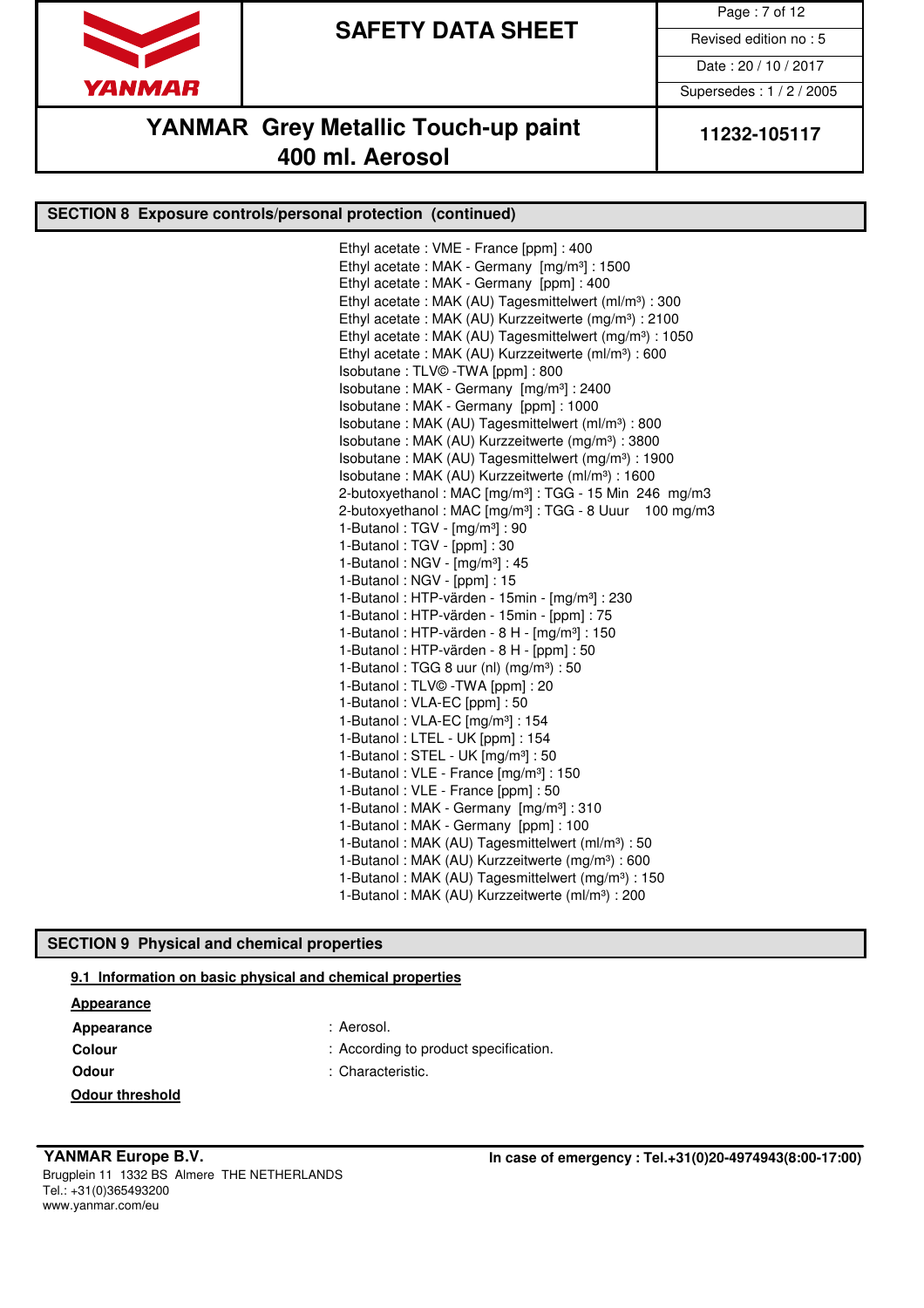## SECTION 8 Exposure controls/personal protection (continued)

Ethyl acetate : VME - France [ppm] : 400
Ethyl acetate : MAK - Germany [mg/m³] : 1500
Ethyl acetate : MAK - Germany [ppm] : 400
Ethyl acetate : MAK (AU) Tagesmittelwert (ml/m³) : 300
Ethyl acetate : MAK (AU) Kurzzeitwerte (mg/m³) : 2100
Ethyl acetate : MAK (AU) Tagesmittelwert (mg/m³) : 1050
Ethyl acetate : MAK (AU) Kurzzeitwerte (ml/m³) : 600
Isobutane : TLV© -TWA [ppm] : 800
Isobutane : MAK - Germany [mg/m³] : 2400
Isobutane : MAK - Germany [ppm] : 1000
Isobutane : MAK (AU) Tagesmittelwert (ml/m³) : 800
Isobutane : MAK (AU) Kurzzeitwerte (mg/m³) : 3800
Isobutane : MAK (AU) Tagesmittelwert (mg/m³) : 1900
Isobutane : MAK (AU) Kurzzeitwerte (ml/m³) : 1600
2-butoxyethanol : MAC [mg/m³] : TGG - 15 Min 246 mg/m3
2-butoxyethanol : MAC [mg/m³] : TGG - 8 Uuur 100 mg/m3
1-Butanol : TGV - [mg/m³] : 90
1-Butanol : TGV - [ppm] : 30
1-Butanol : NGV - [mg/m³] : 45
1-Butanol : NGV - [ppm] : 15
1-Butanol : HTP-värden - 15min - [mg/m³] : 230
1-Butanol : HTP-värden - 15min - [ppm] : 75
1-Butanol : HTP-värden - 8 H - [mg/m³] : 150
1-Butanol : HTP-värden - 8 H - [ppm] : 50
1-Butanol : TGG 8 uur (nl) (mg/m³) : 50
1-Butanol : TLV© -TWA [ppm] : 20
1-Butanol : VLA-EC [ppm] : 50
1-Butanol : VLA-EC [mg/m³] : 154
1-Butanol : LTEL - UK [ppm] : 154
1-Butanol : STEL - UK [mg/m³] : 50
1-Butanol : VLE - France [mg/m³] : 150
1-Butanol : VLE - France [ppm] : 50
1-Butanol : MAK - Germany [mg/m³] : 310
1-Butanol : MAK - Germany [ppm] : 100
1-Butanol : MAK (AU) Tagesmittelwert (ml/m³) : 50
1-Butanol : MAK (AU) Kurzzeitwerte (mg/m³) : 600
1-Butanol : MAK (AU) Tagesmittelwert (mg/m³) : 150
1-Butanol : MAK (AU) Kurzzeitwerte (ml/m³) : 200

## SECTION 9 Physical and chemical properties

### 9.1 Information on basic physical and chemical properties

**Appearance**

**Appearance** : Aerosol.
**Colour** : According to product specification.
**Odour** : Characteristic.

**Odour threshold**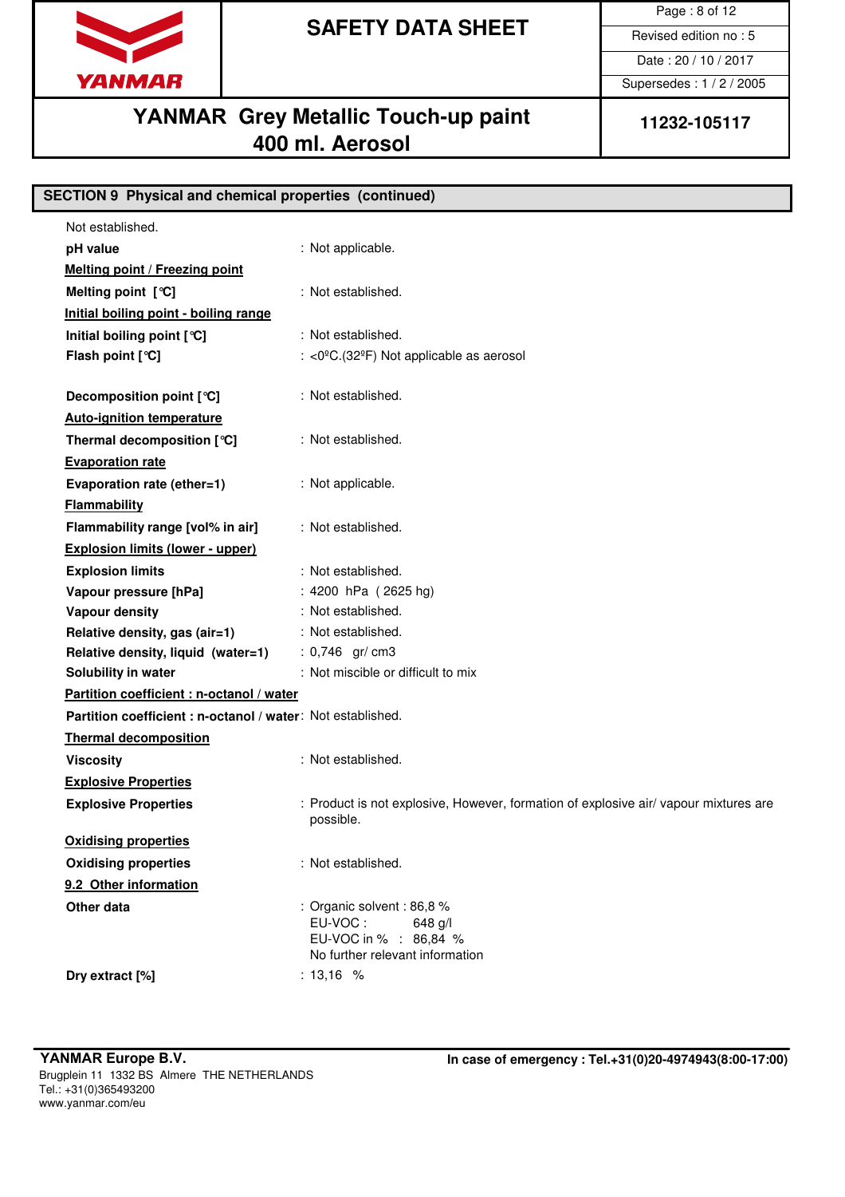## SECTION 9 Physical and chemical properties (continued)

Not established.

**pH value** : Not applicable.

__Melting point / Freezing point__

**Melting point [°C]** : Not established.

__Initial boiling point - boiling range__

**Initial boiling point [°C]** : Not established.

**Flash point [°C]** : <0ºC.(32ºF) Not applicable as aerosol

**Decomposition point [°C]** : Not established.

__Auto-ignition temperature__

**Thermal decomposition [°C]** : Not established.

__Evaporation rate__

**Evaporation rate (ether=1)** : Not applicable.

__Flammability__

**Flammability range [vol% in air]** : Not established.

__Explosion limits (lower - upper)__

**Explosion limits** : Not established.

**Vapour pressure [hPa]** : 4200 hPa ( 2625 hg)

**Vapour density** : Not established.

**Relative density, gas (air=1)** : Not established.

**Relative density, liquid (water=1)** : 0,746 gr/ cm3

**Solubility in water** : Not miscible or difficult to mix

__Partition coefficient : n-octanol / water__

**Partition coefficient : n-octanol / water**: Not established.

__Thermal decomposition__

**Viscosity** : Not established.

__Explosive Properties__

**Explosive Properties** : Product is not explosive, However, formation of explosive air/ vapour mixtures are possible.

__Oxidising properties__

**Oxidising properties** : Not established.

__9.2 Other information__

**Other data** : Organic solvent : 86,8 %
EU-VOC : 648 g/l
EU-VOC in % : 86,84 %
No further relevant information

**Dry extract [%]** : 13,16 %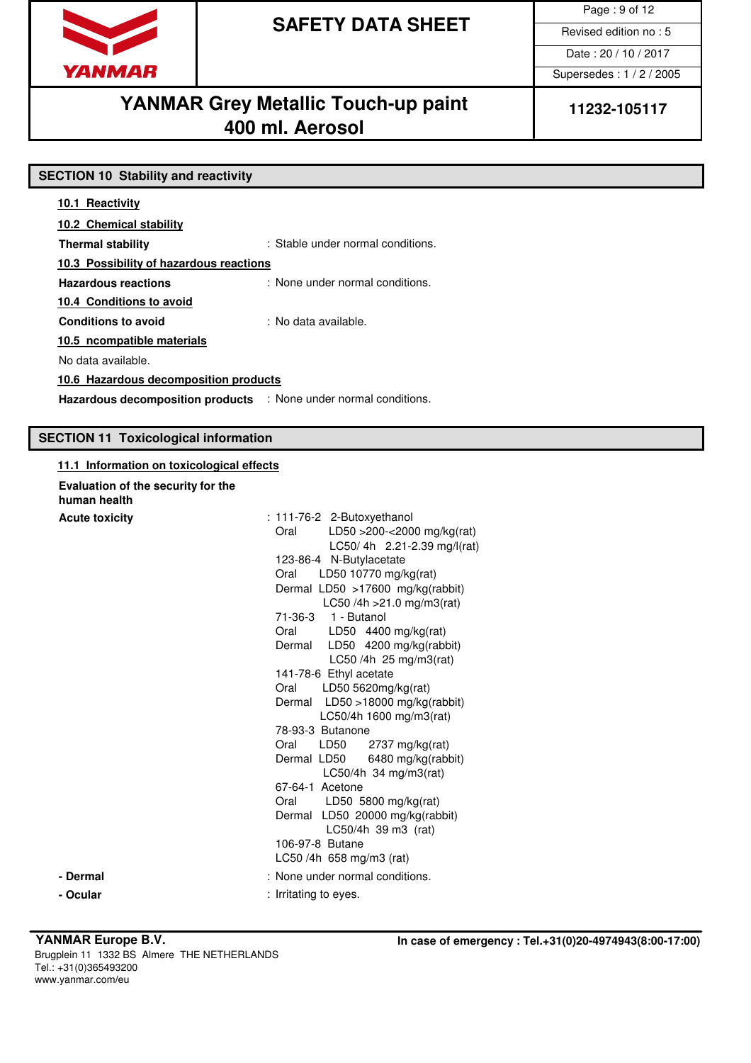## SECTION 10 Stability and reactivity

**10.1 Reactivity**

**10.2 Chemical stability**

**Thermal stability** : Stable under normal conditions.

**10.3 Possibility of hazardous reactions**

**Hazardous reactions** : None under normal conditions.

**10.4 Conditions to avoid**

**Conditions to avoid** : No data available.

**10.5 ncompatible materials**

No data available.

**10.6 Hazardous decomposition products**

**Hazardous decomposition products** : None under normal conditions.

## SECTION 11 Toxicological information

**11.1 Information on toxicological effects**

**Evaluation of the security for the human health**

**Acute toxicity** :

111-76-2 2-Butoxyethanol
Oral LD50 >200-<2000 mg/kg(rat)
LC50/ 4h 2.21-2.39 mg/l(rat)

123-86-4 N-Butylacetate
Oral LD50 10770 mg/kg(rat)
Dermal LD50 >17600 mg/kg(rabbit)
LC50 /4h >21.0 mg/m3(rat)

71-36-3 1 - Butanol
Oral LD50 4400 mg/kg(rat)
Dermal LD50 4200 mg/kg(rabbit)
LC50 /4h 25 mg/m3(rat)

141-78-6 Ethyl acetate
Oral LD50 5620mg/kg(rat)
Dermal LD50 >18000 mg/kg(rabbit)
LC50/4h 1600 mg/m3(rat)

78-93-3 Butanone
Oral LD50 2737 mg/kg(rat)
Dermal LD50 6480 mg/kg(rabbit)
LC50/4h 34 mg/m3(rat)

67-64-1 Acetone
Oral LD50 5800 mg/kg(rat)
Dermal LD50 20000 mg/kg(rabbit)
LC50/4h 39 m3 (rat)

106-97-8 Butane
LC50 /4h 658 mg/m3 (rat)

**- Dermal** : None under normal conditions.

**- Ocular** : Irritating to eyes.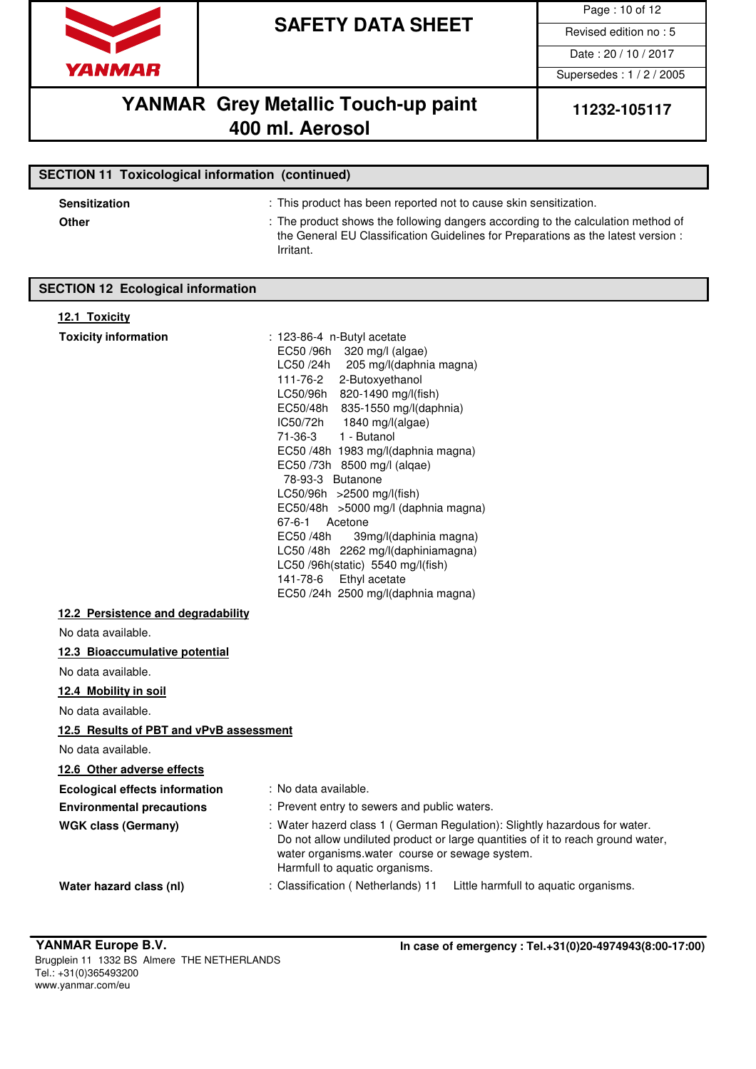## SECTION 11 Toxicological information (continued)

**Sensitization** : This product has been reported not to cause skin sensitization.

**Other** : The product shows the following dangers according to the calculation method of the General EU Classification Guidelines for Preparations as the latest version : Irritant.

## SECTION 12 Ecological information

### 12.1 Toxicity

**Toxicity information** :

123-86-4 n-Butyl acetate
EC50 /96h 320 mg/l (algae)
LC50 /24h 205 mg/l(daphnia magna)
111-76-2 2-Butoxyethanol
LC50/96h 820-1490 mg/l(fish)
EC50/48h 835-1550 mg/l(daphnia)
IC50/72h 1840 mg/l(algae)
71-36-3 1 - Butanol
EC50 /48h 1983 mg/l(daphnia magna)
EC50 /73h 8500 mg/l (alqae)
78-93-3 Butanone
LC50/96h >2500 mg/l(fish)
EC50/48h >5000 mg/l (daphnia magna)
67-6-1 Acetone
EC50 /48h 39mg/l(daphinia magna)
LC50 /48h 2262 mg/l(daphiniamagna)
LC50 /96h(static) 5540 mg/l(fish)
141-78-6 Ethyl acetate
EC50 /24h 2500 mg/l(daphnia magna)

### 12.2 Persistence and degradability

No data available.

### 12.3 Bioaccumulative potential

No data available.

### 12.4 Mobility in soil

No data available.

### 12.5 Results of PBT and vPvB assessment

No data available.

### 12.6 Other adverse effects

**Ecological effects information** : No data available.

**Environmental precautions** : Prevent entry to sewers and public waters.

**WGK class (Germany)** : Water hazard class 1 ( German Regulation): Slightly hazardous for water. Do not allow undiluted product or large quantities of it to reach ground water, water organisms.water course or sewage system.
Harmfull to aquatic organisms.

**Water hazard class (nl)** : Classification ( Netherlands) 11 Little harmfull to aquatic organisms.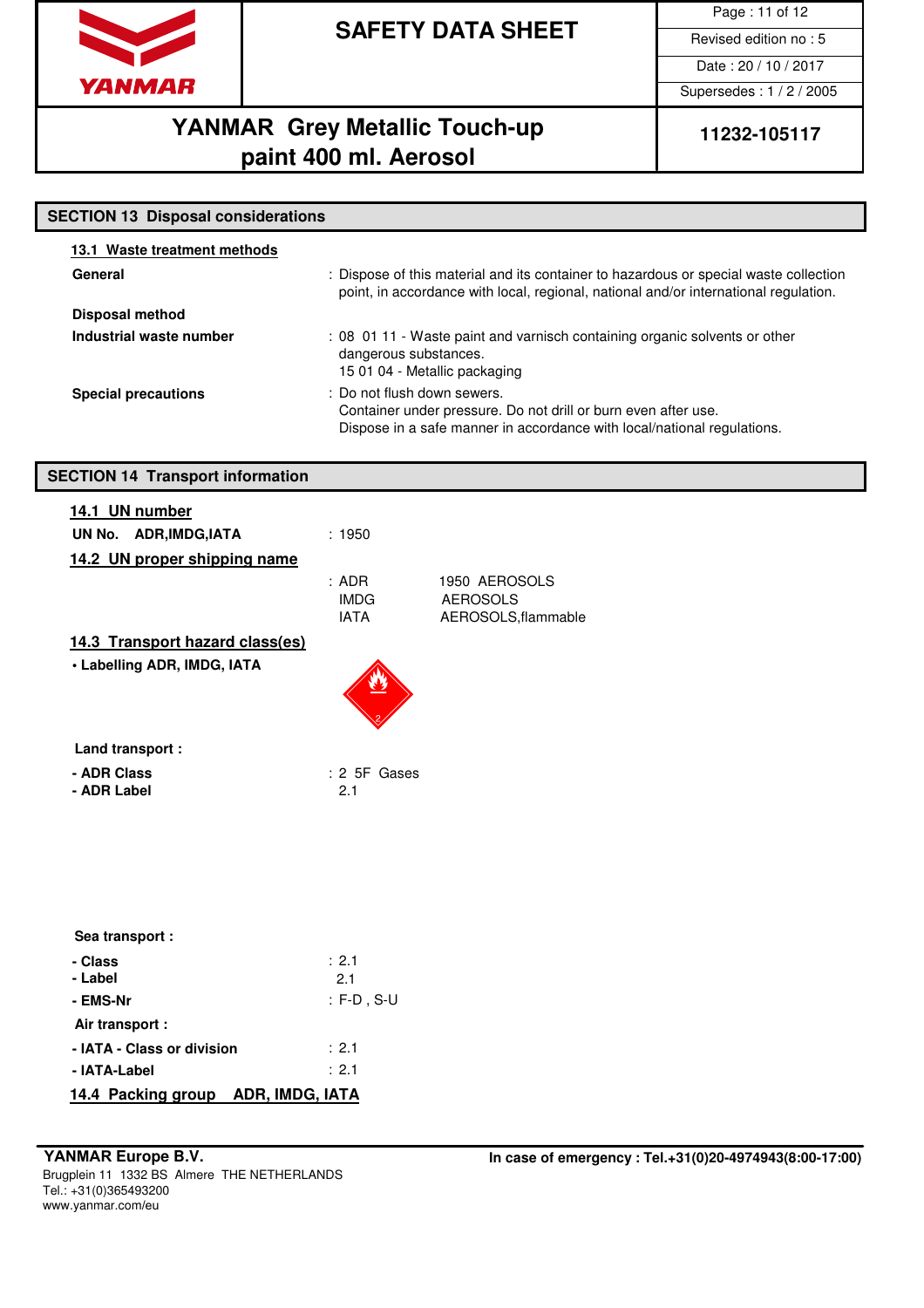## SECTION 13 Disposal considerations

### 13.1 Waste treatment methods

**General** : Dispose of this material and its container to hazardous or special waste collection point, in accordance with local, regional, national and/or international regulation.

**Disposal method**

**Industrial waste number** : 08 01 11 - Waste paint and varnisch containing organic solvents or other dangerous substances.
15 01 04 - Metallic packaging

**Special precautions** : Do not flush down sewers.
Container under pressure. Do not drill or burn even after use.
Dispose in a safe manner in accordance with local/national regulations.

## SECTION 14 Transport information

### 14.1 UN number

**UN No. ADR,IMDG,IATA** : 1950

### 14.2 UN proper shipping name

| | |
|---|---|
| ADR | 1950 AEROSOLS |
| IMDG | AEROSOLS |
| IATA | AEROSOLS,flammable |

### 14.3 Transport hazard class(es)

**• Labelling ADR, IMDG, IATA**

**Land transport :**

**- ADR Class** : 2 5F Gases
**- ADR Label** 2.1

**Sea transport :**

**- Class** : 2.1
**- Label** 2.1
**- EMS-Nr** : F-D , S-U

**Air transport :**

**- IATA - Class or division** : 2.1
**- IATA-Label** : 2.1

### 14.4 Packing group ADR, IMDG, IATA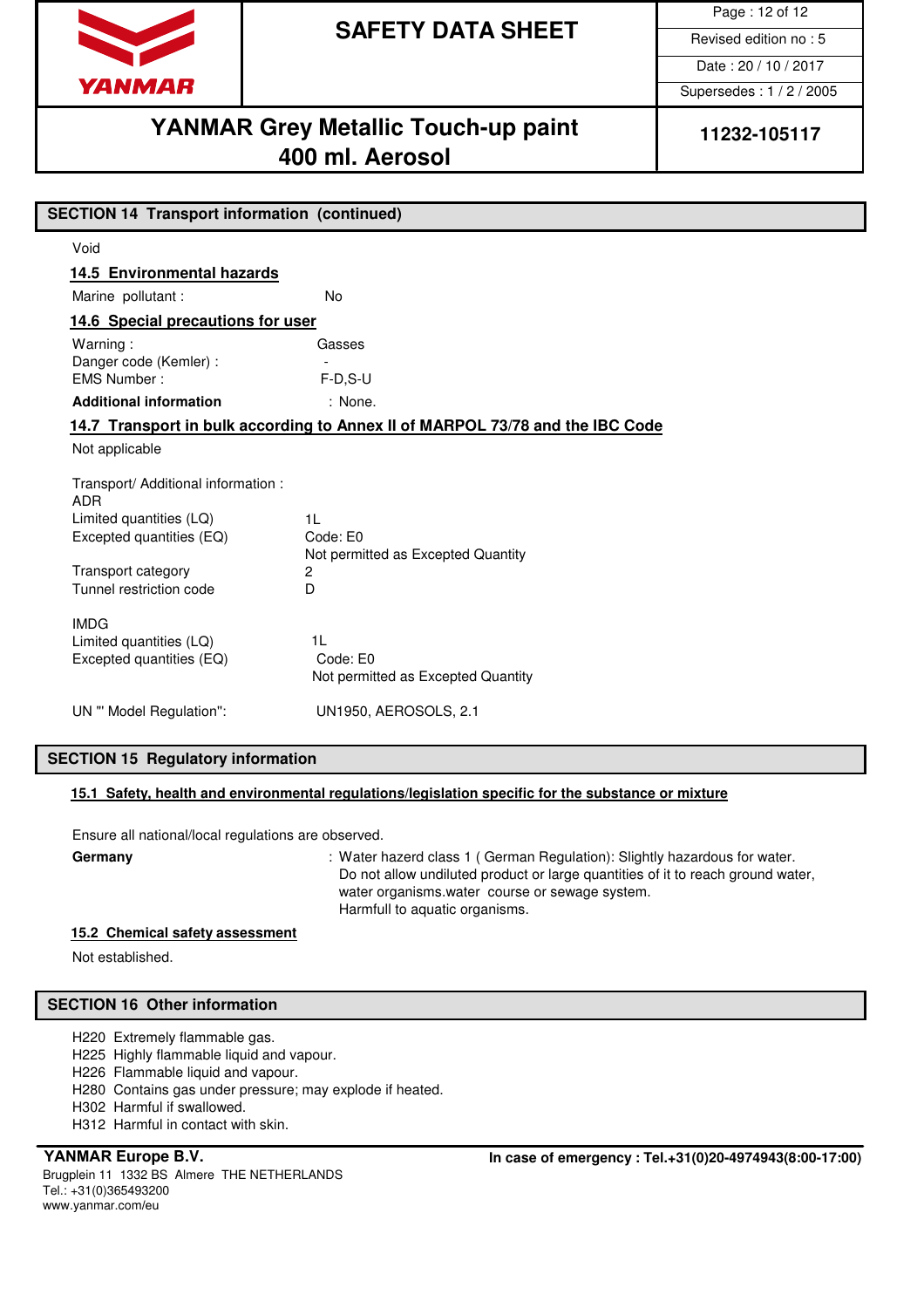## SECTION 14 Transport information (continued)

Void

### 14.5 Environmental hazards

Marine pollutant : No

### 14.6 Special precautions for user

Warning : Gasses
Danger code (Kemler) : -
EMS Number : F-D,S-U

**Additional information** : None.

### 14.7 Transport in bulk according to Annex II of MARPOL 73/78 and the IBC Code

Not applicable

Transport/ Additional information :
ADR

| | |
|---|---|
| Limited quantities (LQ) | 1L |
| Excepted quantities (EQ) | Code: E0<br>Not permitted as Excepted Quantity |
| Transport category | 2 |
| Tunnel restriction code | D |

IMDG

| | |
|---|---|
| Limited quantities (LQ) | 1L |
| Excepted quantities (EQ) | Code: E0<br>Not permitted as Excepted Quantity |

UN " Model Regulation": UN1950, AEROSOLS, 2.1

## SECTION 15 Regulatory information

### 15.1 Safety, health and environmental regulations/legislation specific for the substance or mixture

Ensure all national/local regulations are observed.

**Germany** : Water hazard class 1 ( German Regulation): Slightly hazardous for water. Do not allow undiluted product or large quantities of it to reach ground water, water organisms.water course or sewage system. Harmfull to aquatic organisms.

### 15.2 Chemical safety assessment

Not established.

## SECTION 16 Other information

H220 Extremely flammable gas.
H225 Highly flammable liquid and vapour.
H226 Flammable liquid and vapour.
H280 Contains gas under pressure; may explode if heated.
H302 Harmful if swallowed.
H312 Harmful in contact with skin.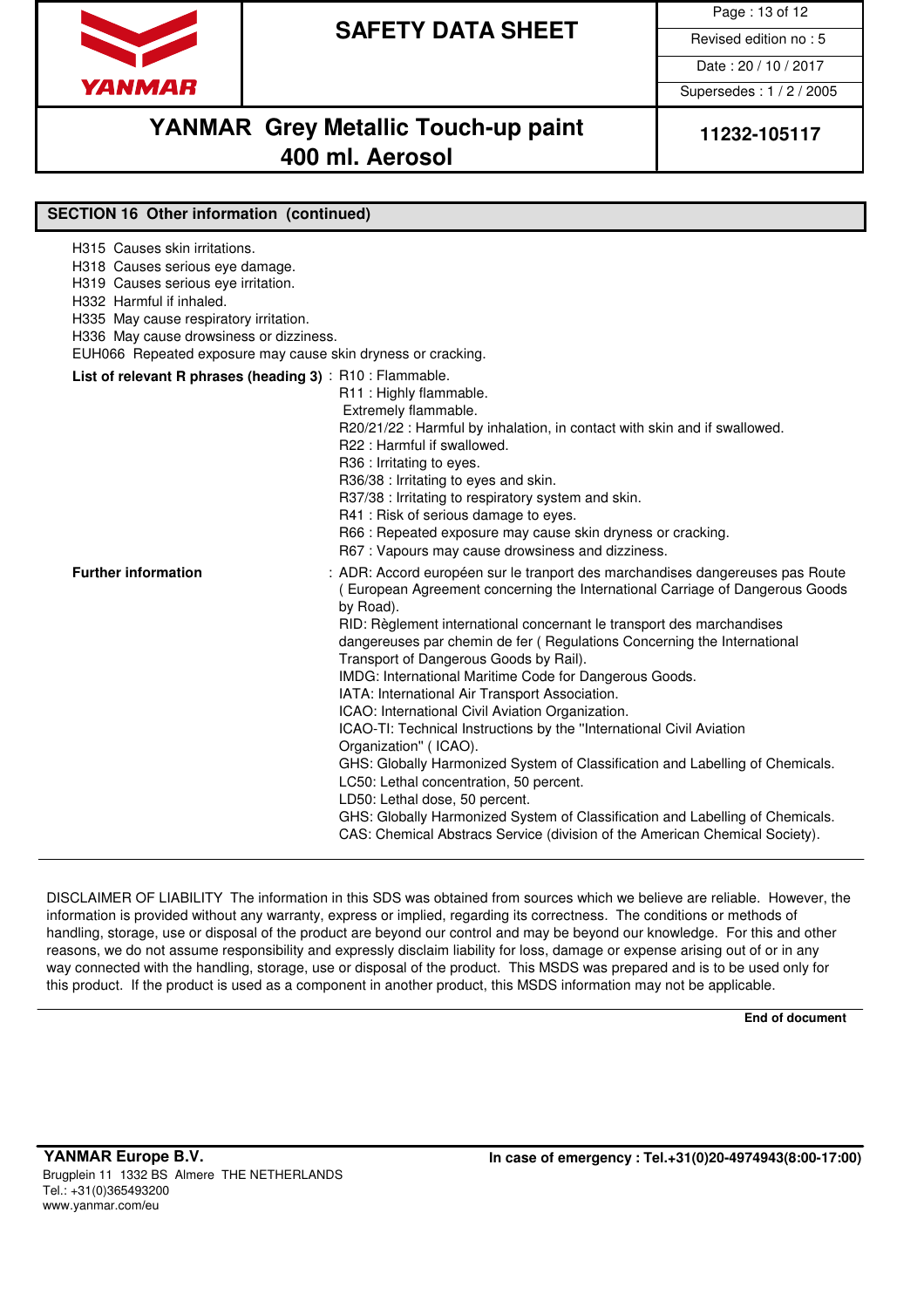## SECTION 16 Other information (continued)

H315 Causes skin irritations.
H318 Causes serious eye damage.
H319 Causes serious eye irritation.
H332 Harmful if inhaled.
H335 May cause respiratory irritation.
H336 May cause drowsiness or dizziness.
EUH066 Repeated exposure may cause skin dryness or cracking.

**List of relevant R phrases (heading 3)** : R10 : Flammable.
R11 : Highly flammable.
Extremely flammable.
R20/21/22 : Harmful by inhalation, in contact with skin and if swallowed.
R22 : Harmful if swallowed.
R36 : Irritating to eyes.
R36/38 : Irritating to eyes and skin.
R37/38 : Irritating to respiratory system and skin.
R41 : Risk of serious damage to eyes.
R66 : Repeated exposure may cause skin dryness or cracking.
R67 : Vapours may cause drowsiness and dizziness.

**Further information** : ADR: Accord européen sur le tranport des marchandises dangereuses pas Route ( European Agreement concerning the International Carriage of Dangerous Goods by Road).
RID: Règlement international concernant le transport des marchandises dangereuses par chemin de fer ( Regulations Concerning the International Transport of Dangerous Goods by Rail).
IMDG: International Maritime Code for Dangerous Goods.
IATA: International Air Transport Association.
ICAO: International Civil Aviation Organization.
ICAO-TI: Technical Instructions by the "International Civil Aviation Organization" ( ICAO).
GHS: Globally Harmonized System of Classification and Labelling of Chemicals.
LC50: Lethal concentration, 50 percent.
LD50: Lethal dose, 50 percent.
GHS: Globally Harmonized System of Classification and Labelling of Chemicals.
CAS: Chemical Abstracs Service (division of the American Chemical Society).

---

DISCLAIMER OF LIABILITY The information in this SDS was obtained from sources which we believe are reliable. However, the information is provided without any warranty, express or implied, regarding its correctness. The conditions or methods of handling, storage, use or disposal of the product are beyond our control and may be beyond our knowledge. For this and other reasons, we do not assume responsibility and expressly disclaim liability for loss, damage or expense arising out of or in any way connected with the handling, storage, use or disposal of the product. This MSDS was prepared and is to be used only for this product. If the product is used as a component in another product, this MSDS information may not be applicable.

---

**End of document**